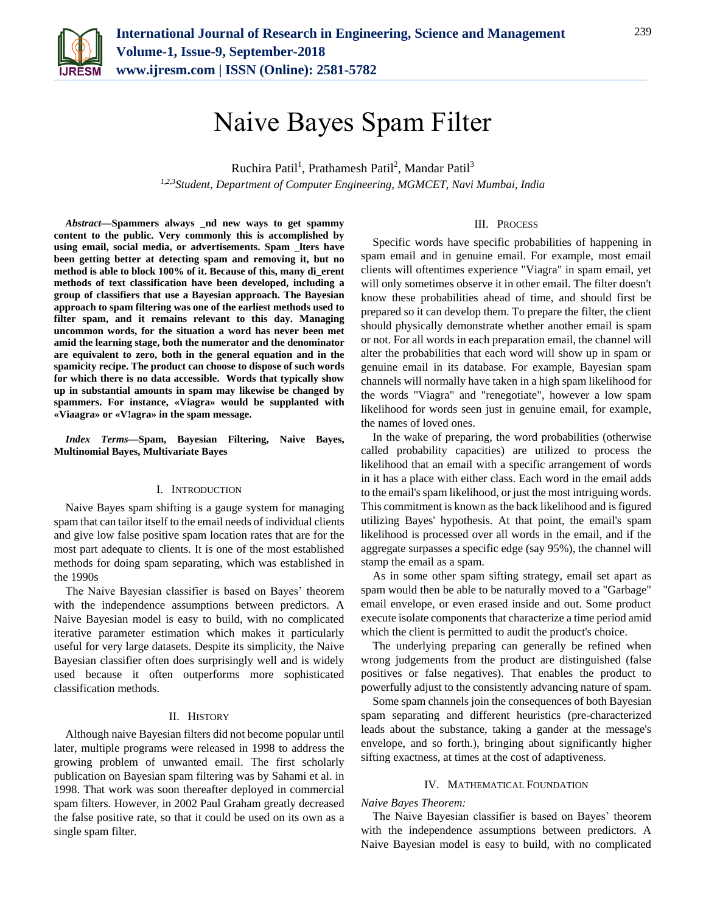# Naive Bayes Spam Filter

Ruchira Patil[1], Prathamesh Patil[2], Mandar Patil[3]

[1,2,3]*Student, Department of Computer Engineering, MGMCET, Navi Mumbai, India*

***Abstract*—Spammers always _nd new ways to get spammy content to the public. Very commonly this is accomplished by using email, social media, or advertisements. Spam _lters have been getting better at detecting spam and removing it, but no method is able to block 100% of it. Because of this, many di_erent methods of text classification have been developed, including a group of classifiers that use a Bayesian approach. The Bayesian approach to spam filtering was one of the earliest methods used to filter spam, and it remains relevant to this day. Managing uncommon words, for the situation a word has never been met amid the learning stage, both the numerator and the denominator are equivalent to zero, both in the general equation and in the spamicity recipe. The product can choose to dispose of such words for which there is no data accessible. Words that typically show up in substantial amounts in spam may likewise be changed by spammers. For instance, «Viagra» would be supplanted with «Viaagra» or «V!agra» in the spam message.**

***Index Terms*—Spam, Bayesian Filtering, Naive Bayes, Multinomial Bayes, Multivariate Bayes**

## I. Introduction

Naive Bayes spam shifting is a gauge system for managing spam that can tailor itself to the email needs of individual clients and give low false positive spam location rates that are for the most part adequate to clients. It is one of the most established methods for doing spam separating, which was established in the 1990s

The Naive Bayesian classifier is based on Bayes' theorem with the independence assumptions between predictors. A Naive Bayesian model is easy to build, with no complicated iterative parameter estimation which makes it particularly useful for very large datasets. Despite its simplicity, the Naive Bayesian classifier often does surprisingly well and is widely used because it often outperforms more sophisticated classification methods.

## II. History

Although naive Bayesian filters did not become popular until later, multiple programs were released in 1998 to address the growing problem of unwanted email. The first scholarly publication on Bayesian spam filtering was by Sahami et al. in 1998. That work was soon thereafter deployed in commercial spam filters. However, in 2002 Paul Graham greatly decreased the false positive rate, so that it could be used on its own as a single spam filter.

## III. Process

Specific words have specific probabilities of happening in spam email and in genuine email. For example, most email clients will oftentimes experience "Viagra" in spam email, yet will only sometimes observe it in other email. The filter doesn't know these probabilities ahead of time, and should first be prepared so it can develop them. To prepare the filter, the client should physically demonstrate whether another email is spam or not. For all words in each preparation email, the channel will alter the probabilities that each word will show up in spam or genuine email in its database. For example, Bayesian spam channels will normally have taken in a high spam likelihood for the words "Viagra" and "renegotiate", however a low spam likelihood for words seen just in genuine email, for example, the names of loved ones.

In the wake of preparing, the word probabilities (otherwise called probability capacities) are utilized to process the likelihood that an email with a specific arrangement of words in it has a place with either class. Each word in the email adds to the email's spam likelihood, or just the most intriguing words. This commitment is known as the back likelihood and is figured utilizing Bayes' hypothesis. At that point, the email's spam likelihood is processed over all words in the email, and if the aggregate surpasses a specific edge (say 95%), the channel will stamp the email as a spam.

As in some other spam sifting strategy, email set apart as spam would then be able to be naturally moved to a "Garbage" email envelope, or even erased inside and out. Some product execute isolate components that characterize a time period amid which the client is permitted to audit the product's choice.

The underlying preparing can generally be refined when wrong judgements from the product are distinguished (false positives or false negatives). That enables the product to powerfully adjust to the consistently advancing nature of spam.

Some spam channels join the consequences of both Bayesian spam separating and different heuristics (pre-characterized leads about the substance, taking a gander at the message's envelope, and so forth.), bringing about significantly higher sifting exactness, at times at the cost of adaptiveness.

## IV. Mathematical Foundation

*Naive Bayes Theorem:*

The Naive Bayesian classifier is based on Bayes' theorem with the independence assumptions between predictors. A Naive Bayesian model is easy to build, with no complicated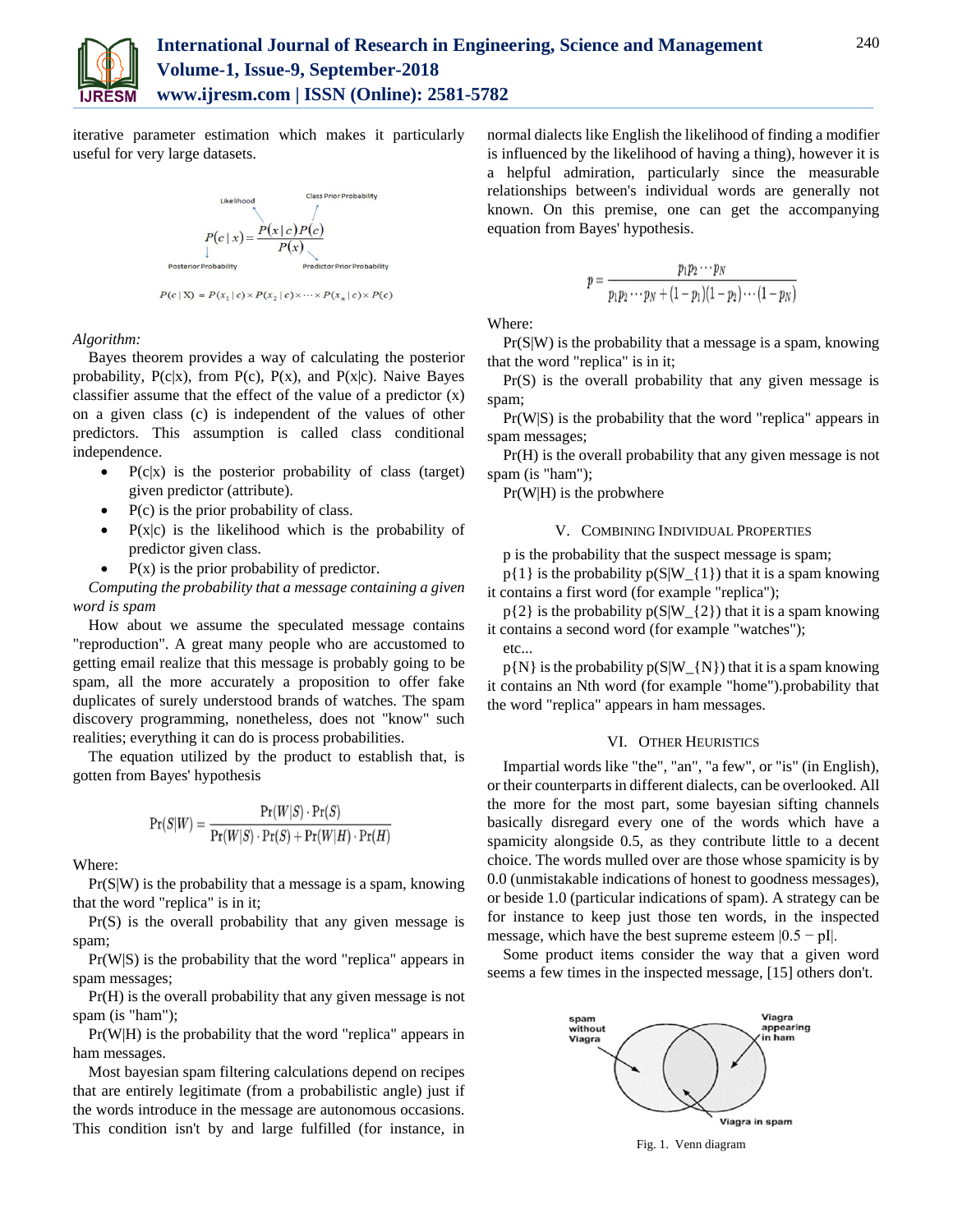iterative parameter estimation which makes it particularly useful for very large datasets.

$$P(c \mid x) = \frac{P(x \mid c)P(c)}{P(x)}$$

Likelihood; Class Prior Probability; Posterior Probability; Predictor Prior Probability

$$P(c \mid X) = P(x_1 \mid c) \times P(x_2 \mid c) \times \cdots \times P(x_n \mid c) \times P(c)$$

*Algorithm:*

Bayes theorem provides a way of calculating the posterior probability, P(c|x), from P(c), P(x), and P(x|c). Naive Bayes classifier assume that the effect of the value of a predictor (x) on a given class (c) is independent of the values of other predictors. This assumption is called class conditional independence.

- P(c|x) is the posterior probability of class (target) given predictor (attribute).
- P(c) is the prior probability of class.
- P(x|c) is the likelihood which is the probability of predictor given class.
- P(x) is the prior probability of predictor.

*Computing the probability that a message containing a given word is spam*

How about we assume the speculated message contains "reproduction". A great many people who are accustomed to getting email realize that this message is probably going to be spam, all the more accurately a proposition to offer fake duplicates of surely understood brands of watches. The spam discovery programming, nonetheless, does not "know" such realities; everything it can do is process probabilities.

The equation utilized by the product to establish that, is gotten from Bayes' hypothesis

$$\Pr(S|W) = \frac{\Pr(W|S) \cdot \Pr(S)}{\Pr(W|S) \cdot \Pr(S) + \Pr(W|H) \cdot \Pr(H)}$$

Where:

Pr(S|W) is the probability that a message is a spam, knowing that the word "replica" is in it;

Pr(S) is the overall probability that any given message is spam;

Pr(W|S) is the probability that the word "replica" appears in spam messages;

Pr(H) is the overall probability that any given message is not spam (is "ham");

Pr(W|H) is the probability that the word "replica" appears in ham messages.

Most bayesian spam filtering calculations depend on recipes that are entirely legitimate (from a probabilistic angle) just if the words introduce in the message are autonomous occasions. This condition isn't by and large fulfilled (for instance, in normal dialects like English the likelihood of finding a modifier is influenced by the likelihood of having a thing), however it is a helpful admiration, particularly since the measurable relationships between's individual words are generally not known. On this premise, one can get the accompanying equation from Bayes' hypothesis.

$$p = \frac{p_1 p_2 \cdots p_N}{p_1 p_2 \cdots p_N + (1 - p_1)(1 - p_2) \cdots (1 - p_N)}$$

Where:

Pr(S|W) is the probability that a message is a spam, knowing that the word "replica" is in it;

Pr(S) is the overall probability that any given message is spam;

Pr(W|S) is the probability that the word "replica" appears in spam messages;

Pr(H) is the overall probability that any given message is not spam (is "ham");

Pr(W|H) is the probwhere

## V. Combining Individual Properties

p is the probability that the suspect message is spam;

p{1} is the probability p(S|W_{1}) that it is a spam knowing it contains a first word (for example "replica");

p{2} is the probability p(S|W_{2}) that it is a spam knowing it contains a second word (for example "watches");

etc...

p{N} is the probability p(S|W_{N}) that it is a spam knowing it contains an Nth word (for example "home").probability that the word "replica" appears in ham messages.

## VI. Other Heuristics

Impartial words like "the", "an", "a few", or "is" (in English), or their counterparts in different dialects, can be overlooked. All the more for the most part, some bayesian sifting channels basically disregard every one of the words which have a spamicity alongside 0.5, as they contribute little to a decent choice. The words mulled over are those whose spamicity is by 0.0 (unmistakable indications of honest to goodness messages), or beside 1.0 (particular indications of spam). A strategy can be for instance to keep just those ten words, in the inspected message, which have the best supreme esteem |0.5 − pI|.

Some product items consider the way that a given word seems a few times in the inspected message, [15] others don't.

Fig. 1. Venn diagram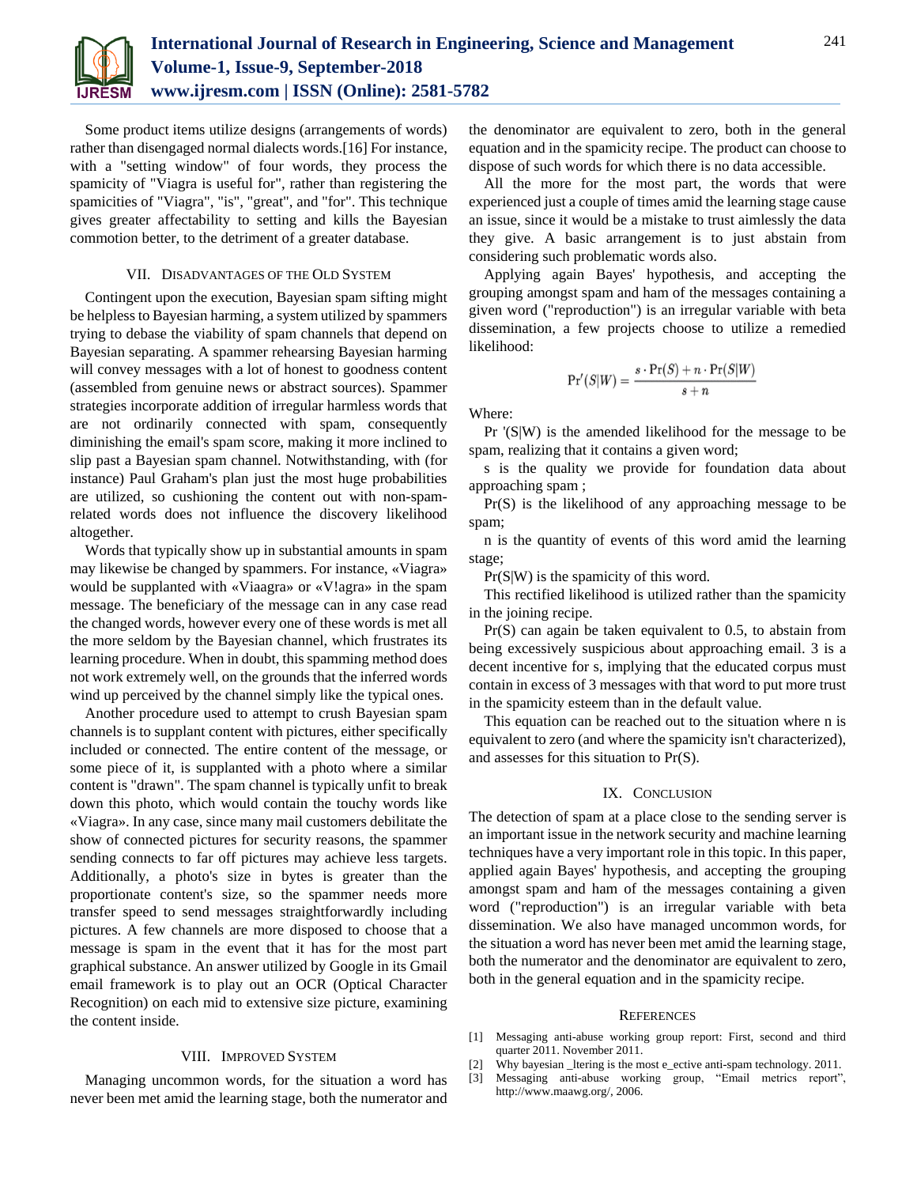Some product items utilize designs (arrangements of words) rather than disengaged normal dialects words.[16] For instance, with a "setting window" of four words, they process the spamicity of "Viagra is useful for", rather than registering the spamicities of "Viagra", "is", "great", and "for". This technique gives greater affectability to setting and kills the Bayesian commotion better, to the detriment of a greater database.

## VII. Disadvantages of the Old System

Contingent upon the execution, Bayesian spam sifting might be helpless to Bayesian harming, a system utilized by spammers trying to debase the viability of spam channels that depend on Bayesian separating. A spammer rehearsing Bayesian harming will convey messages with a lot of honest to goodness content (assembled from genuine news or abstract sources). Spammer strategies incorporate addition of irregular harmless words that are not ordinarily connected with spam, consequently diminishing the email's spam score, making it more inclined to slip past a Bayesian spam channel. Notwithstanding, with (for instance) Paul Graham's plan just the most huge probabilities are utilized, so cushioning the content out with non-spam-related words does not influence the discovery likelihood altogether.

Words that typically show up in substantial amounts in spam may likewise be changed by spammers. For instance, «Viagra» would be supplanted with «Viaagra» or «V!agra» in the spam message. The beneficiary of the message can in any case read the changed words, however every one of these words is met all the more seldom by the Bayesian channel, which frustrates its learning procedure. When in doubt, this spamming method does not work extremely well, on the grounds that the inferred words wind up perceived by the channel simply like the typical ones.

Another procedure used to attempt to crush Bayesian spam channels is to supplant content with pictures, either specifically included or connected. The entire content of the message, or some piece of it, is supplanted with a photo where a similar content is "drawn". The spam channel is typically unfit to break down this photo, which would contain the touchy words like «Viagra». In any case, since many mail customers debilitate the show of connected pictures for security reasons, the spammer sending connects to far off pictures may achieve less targets. Additionally, a photo's size in bytes is greater than the proportionate content's size, so the spammer needs more transfer speed to send messages straightforwardly including pictures. A few channels are more disposed to choose that a message is spam in the event that it has for the most part graphical substance. An answer utilized by Google in its Gmail email framework is to play out an OCR (Optical Character Recognition) on each mid to extensive size picture, examining the content inside.

## VIII. Improved System

Managing uncommon words, for the situation a word has never been met amid the learning stage, both the numerator and the denominator are equivalent to zero, both in the general equation and in the spamicity recipe. The product can choose to dispose of such words for which there is no data accessible.

All the more for the most part, the words that were experienced just a couple of times amid the learning stage cause an issue, since it would be a mistake to trust aimlessly the data they give. A basic arrangement is to just abstain from considering such problematic words also.

Applying again Bayes' hypothesis, and accepting the grouping amongst spam and ham of the messages containing a given word ("reproduction") is an irregular variable with beta dissemination, a few projects choose to utilize a remedied likelihood:

$$\Pr'(S|W) = \frac{s \cdot \Pr(S) + n \cdot \Pr(S|W)}{s + n}$$

Where:

Pr '(S|W) is the amended likelihood for the message to be spam, realizing that it contains a given word;

s is the quality we provide for foundation data about approaching spam ;

Pr(S) is the likelihood of any approaching message to be spam;

n is the quantity of events of this word amid the learning stage;

Pr(S|W) is the spamicity of this word.

This rectified likelihood is utilized rather than the spamicity in the joining recipe.

Pr(S) can again be taken equivalent to 0.5, to abstain from being excessively suspicious about approaching email. 3 is a decent incentive for s, implying that the educated corpus must contain in excess of 3 messages with that word to put more trust in the spamicity esteem than in the default value.

This equation can be reached out to the situation where n is equivalent to zero (and where the spamicity isn't characterized), and assesses for this situation to Pr(S).

## IX. Conclusion

The detection of spam at a place close to the sending server is an important issue in the network security and machine learning techniques have a very important role in this topic. In this paper, applied again Bayes' hypothesis, and accepting the grouping amongst spam and ham of the messages containing a given word ("reproduction") is an irregular variable with beta dissemination. We also have managed uncommon words, for the situation a word has never been met amid the learning stage, both the numerator and the denominator are equivalent to zero, both in the general equation and in the spamicity recipe.

## References

[1] Messaging anti-abuse working group report: First, second and third quarter 2011. November 2011.

[2] Why bayesian _ltering is the most e_ective anti-spam technology. 2011.

[3] Messaging anti-abuse working group, "Email metrics report", http://www.maawg.org/, 2006.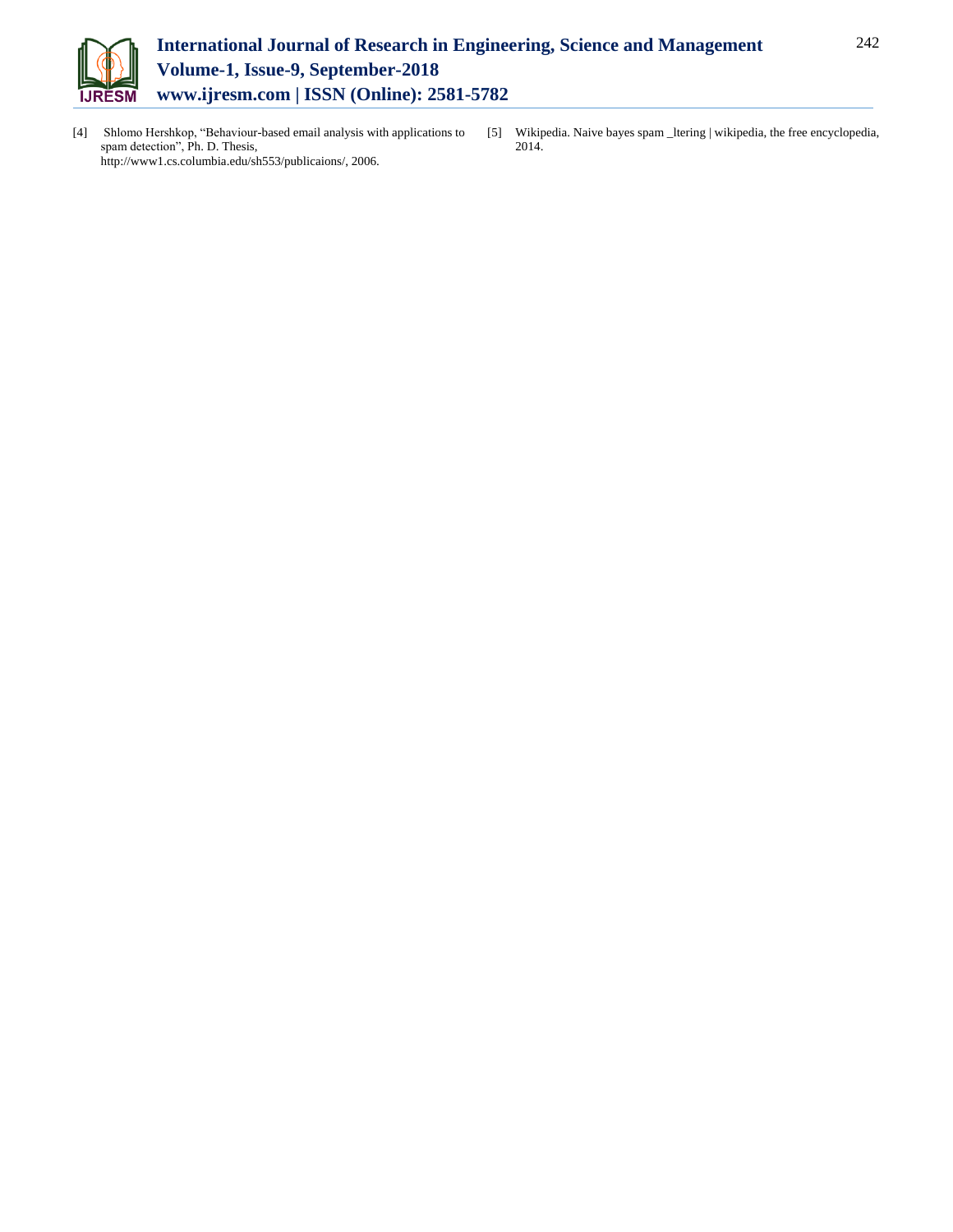[4] Shlomo Hershkop, "Behaviour-based email analysis with applications to spam detection", Ph. D. Thesis, http://www1.cs.columbia.edu/sh553/publicaions/, 2006.

[5] Wikipedia. Naive bayes spam _ltering | wikipedia, the free encyclopedia, 2014.